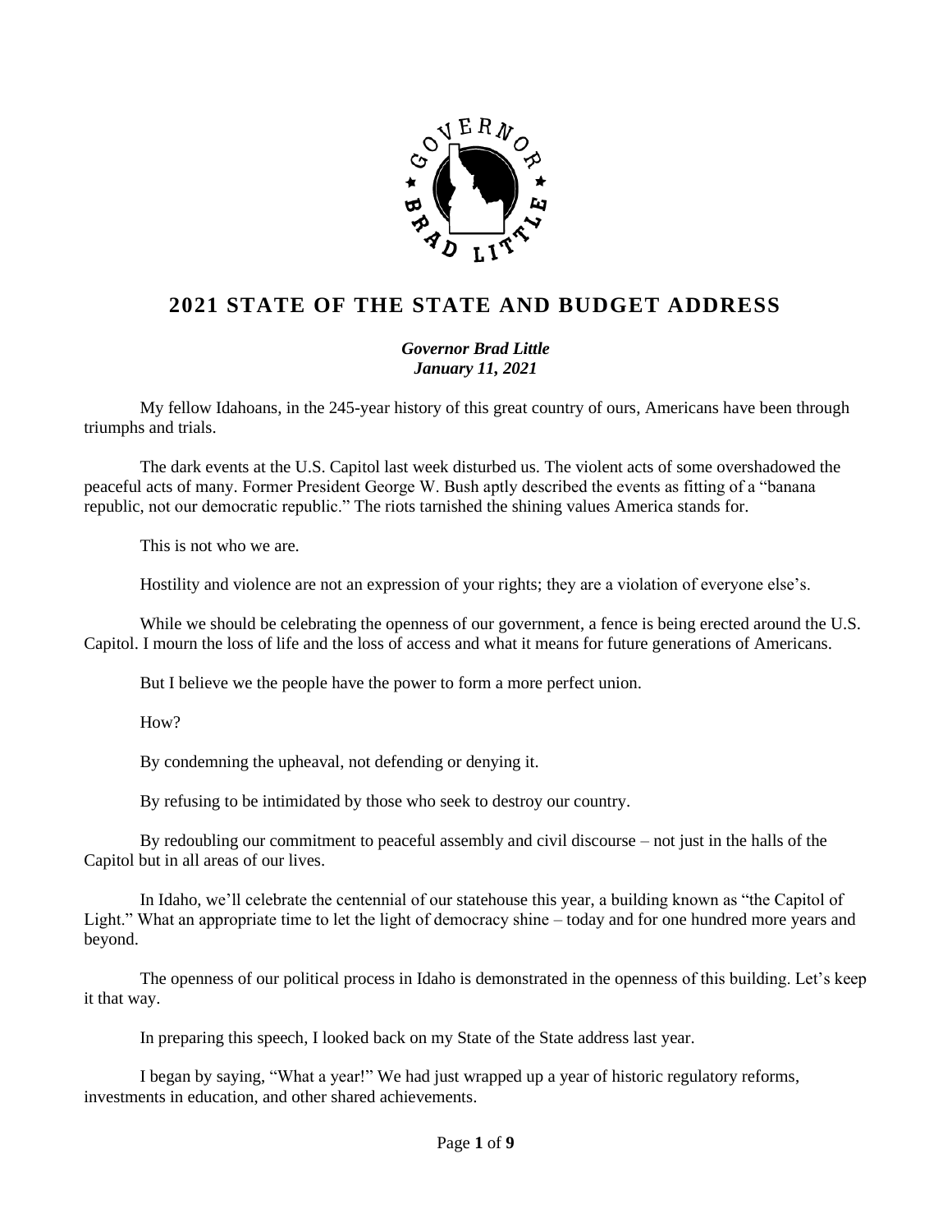# 2021 STATE OF THE STATE AND BUDGET ADDRESS

***Governor Brad Little***
***January 11, 2021***

My fellow Idahoans, in the 245-year history of this great country of ours, Americans have been through triumphs and trials.

The dark events at the U.S. Capitol last week disturbed us. The violent acts of some overshadowed the peaceful acts of many. Former President George W. Bush aptly described the events as fitting of a "banana republic, not our democratic republic." The riots tarnished the shining values America stands for.

This is not who we are.

Hostility and violence are not an expression of your rights; they are a violation of everyone else's.

While we should be celebrating the openness of our government, a fence is being erected around the U.S. Capitol. I mourn the loss of life and the loss of access and what it means for future generations of Americans.

But I believe we the people have the power to form a more perfect union.

How?

By condemning the upheaval, not defending or denying it.

By refusing to be intimidated by those who seek to destroy our country.

By redoubling our commitment to peaceful assembly and civil discourse – not just in the halls of the Capitol but in all areas of our lives.

In Idaho, we'll celebrate the centennial of our statehouse this year, a building known as "the Capitol of Light." What an appropriate time to let the light of democracy shine – today and for one hundred more years and beyond.

The openness of our political process in Idaho is demonstrated in the openness of this building. Let's keep it that way.

In preparing this speech, I looked back on my State of the State address last year.

I began by saying, "What a year!" We had just wrapped up a year of historic regulatory reforms, investments in education, and other shared achievements.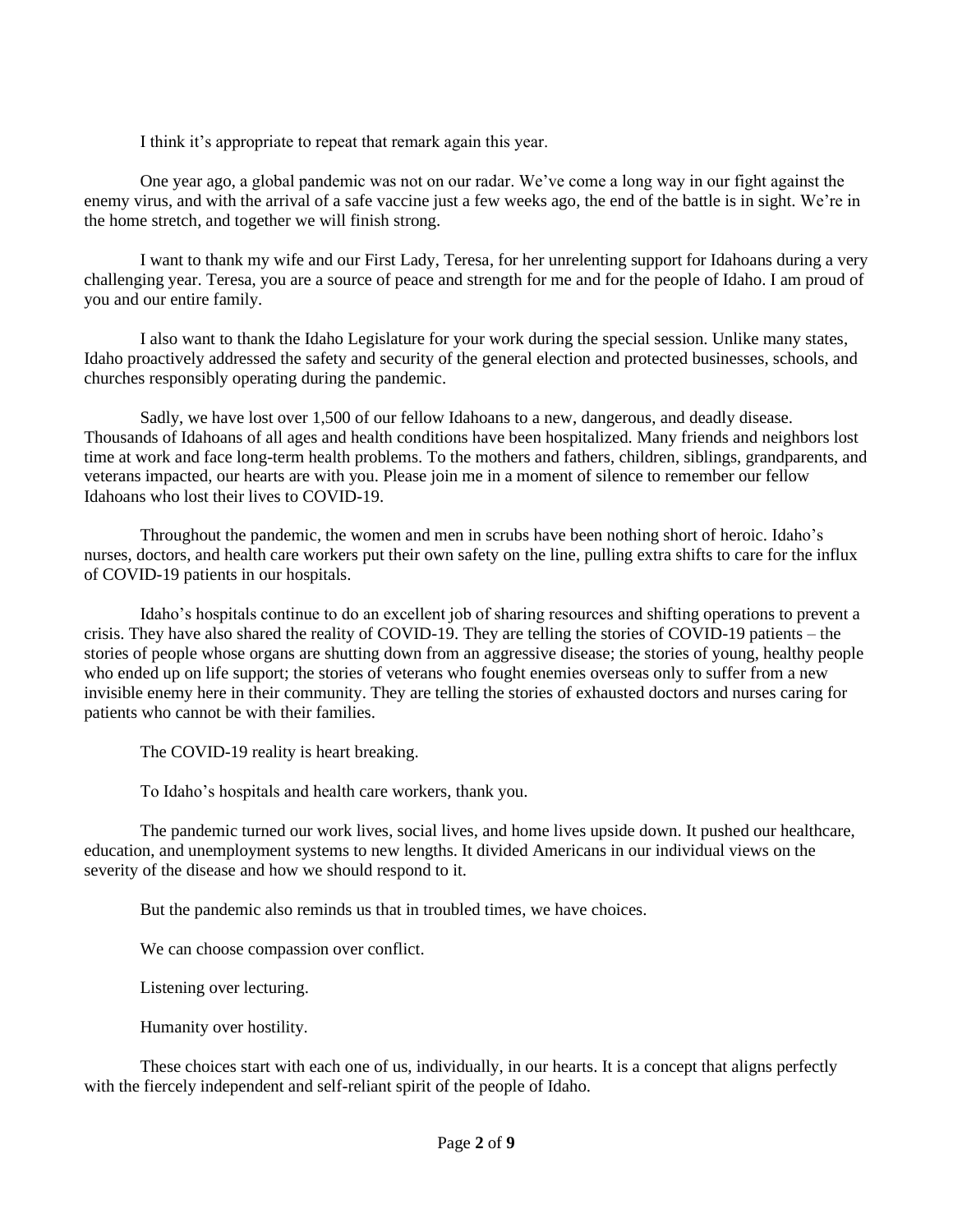I think it's appropriate to repeat that remark again this year.

One year ago, a global pandemic was not on our radar. We've come a long way in our fight against the enemy virus, and with the arrival of a safe vaccine just a few weeks ago, the end of the battle is in sight. We're in the home stretch, and together we will finish strong.

I want to thank my wife and our First Lady, Teresa, for her unrelenting support for Idahoans during a very challenging year. Teresa, you are a source of peace and strength for me and for the people of Idaho. I am proud of you and our entire family.

I also want to thank the Idaho Legislature for your work during the special session. Unlike many states, Idaho proactively addressed the safety and security of the general election and protected businesses, schools, and churches responsibly operating during the pandemic.

Sadly, we have lost over 1,500 of our fellow Idahoans to a new, dangerous, and deadly disease. Thousands of Idahoans of all ages and health conditions have been hospitalized. Many friends and neighbors lost time at work and face long-term health problems. To the mothers and fathers, children, siblings, grandparents, and veterans impacted, our hearts are with you. Please join me in a moment of silence to remember our fellow Idahoans who lost their lives to COVID-19.

Throughout the pandemic, the women and men in scrubs have been nothing short of heroic. Idaho's nurses, doctors, and health care workers put their own safety on the line, pulling extra shifts to care for the influx of COVID-19 patients in our hospitals.

Idaho's hospitals continue to do an excellent job of sharing resources and shifting operations to prevent a crisis. They have also shared the reality of COVID-19. They are telling the stories of COVID-19 patients – the stories of people whose organs are shutting down from an aggressive disease; the stories of young, healthy people who ended up on life support; the stories of veterans who fought enemies overseas only to suffer from a new invisible enemy here in their community. They are telling the stories of exhausted doctors and nurses caring for patients who cannot be with their families.

The COVID-19 reality is heart breaking.

To Idaho's hospitals and health care workers, thank you.

The pandemic turned our work lives, social lives, and home lives upside down. It pushed our healthcare, education, and unemployment systems to new lengths. It divided Americans in our individual views on the severity of the disease and how we should respond to it.

But the pandemic also reminds us that in troubled times, we have choices.

We can choose compassion over conflict.

Listening over lecturing.

Humanity over hostility.

These choices start with each one of us, individually, in our hearts. It is a concept that aligns perfectly with the fiercely independent and self-reliant spirit of the people of Idaho.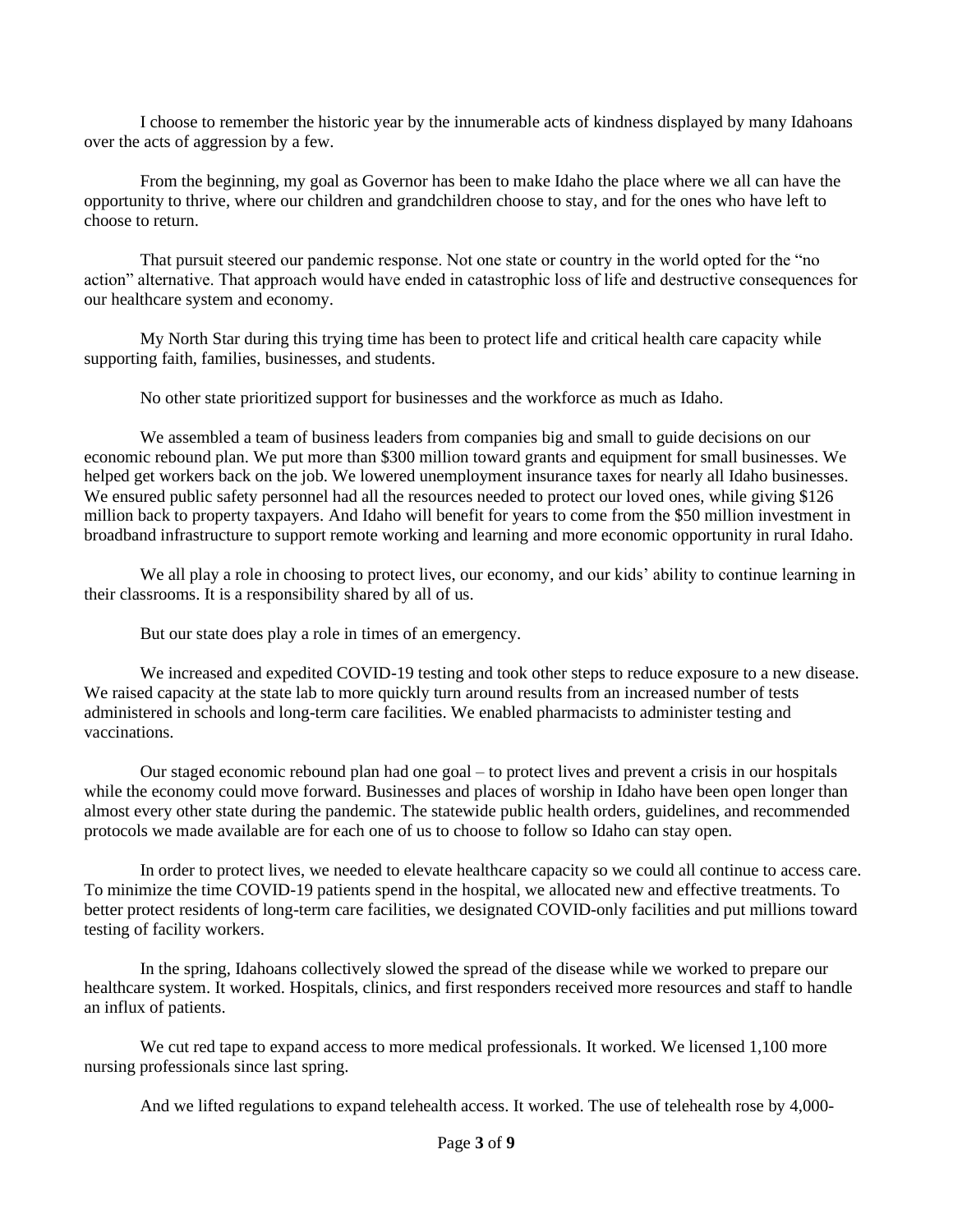I choose to remember the historic year by the innumerable acts of kindness displayed by many Idahoans over the acts of aggression by a few.

From the beginning, my goal as Governor has been to make Idaho the place where we all can have the opportunity to thrive, where our children and grandchildren choose to stay, and for the ones who have left to choose to return.

That pursuit steered our pandemic response. Not one state or country in the world opted for the "no action" alternative. That approach would have ended in catastrophic loss of life and destructive consequences for our healthcare system and economy.

My North Star during this trying time has been to protect life and critical health care capacity while supporting faith, families, businesses, and students.

No other state prioritized support for businesses and the workforce as much as Idaho.

We assembled a team of business leaders from companies big and small to guide decisions on our economic rebound plan. We put more than $300 million toward grants and equipment for small businesses. We helped get workers back on the job. We lowered unemployment insurance taxes for nearly all Idaho businesses. We ensured public safety personnel had all the resources needed to protect our loved ones, while giving $126 million back to property taxpayers. And Idaho will benefit for years to come from the $50 million investment in broadband infrastructure to support remote working and learning and more economic opportunity in rural Idaho.

We all play a role in choosing to protect lives, our economy, and our kids' ability to continue learning in their classrooms. It is a responsibility shared by all of us.

But our state does play a role in times of an emergency.

We increased and expedited COVID-19 testing and took other steps to reduce exposure to a new disease. We raised capacity at the state lab to more quickly turn around results from an increased number of tests administered in schools and long-term care facilities. We enabled pharmacists to administer testing and vaccinations.

Our staged economic rebound plan had one goal – to protect lives and prevent a crisis in our hospitals while the economy could move forward. Businesses and places of worship in Idaho have been open longer than almost every other state during the pandemic. The statewide public health orders, guidelines, and recommended protocols we made available are for each one of us to choose to follow so Idaho can stay open.

In order to protect lives, we needed to elevate healthcare capacity so we could all continue to access care. To minimize the time COVID-19 patients spend in the hospital, we allocated new and effective treatments. To better protect residents of long-term care facilities, we designated COVID-only facilities and put millions toward testing of facility workers.

In the spring, Idahoans collectively slowed the spread of the disease while we worked to prepare our healthcare system. It worked. Hospitals, clinics, and first responders received more resources and staff to handle an influx of patients.

We cut red tape to expand access to more medical professionals. It worked. We licensed 1,100 more nursing professionals since last spring.

And we lifted regulations to expand telehealth access. It worked. The use of telehealth rose by 4,000-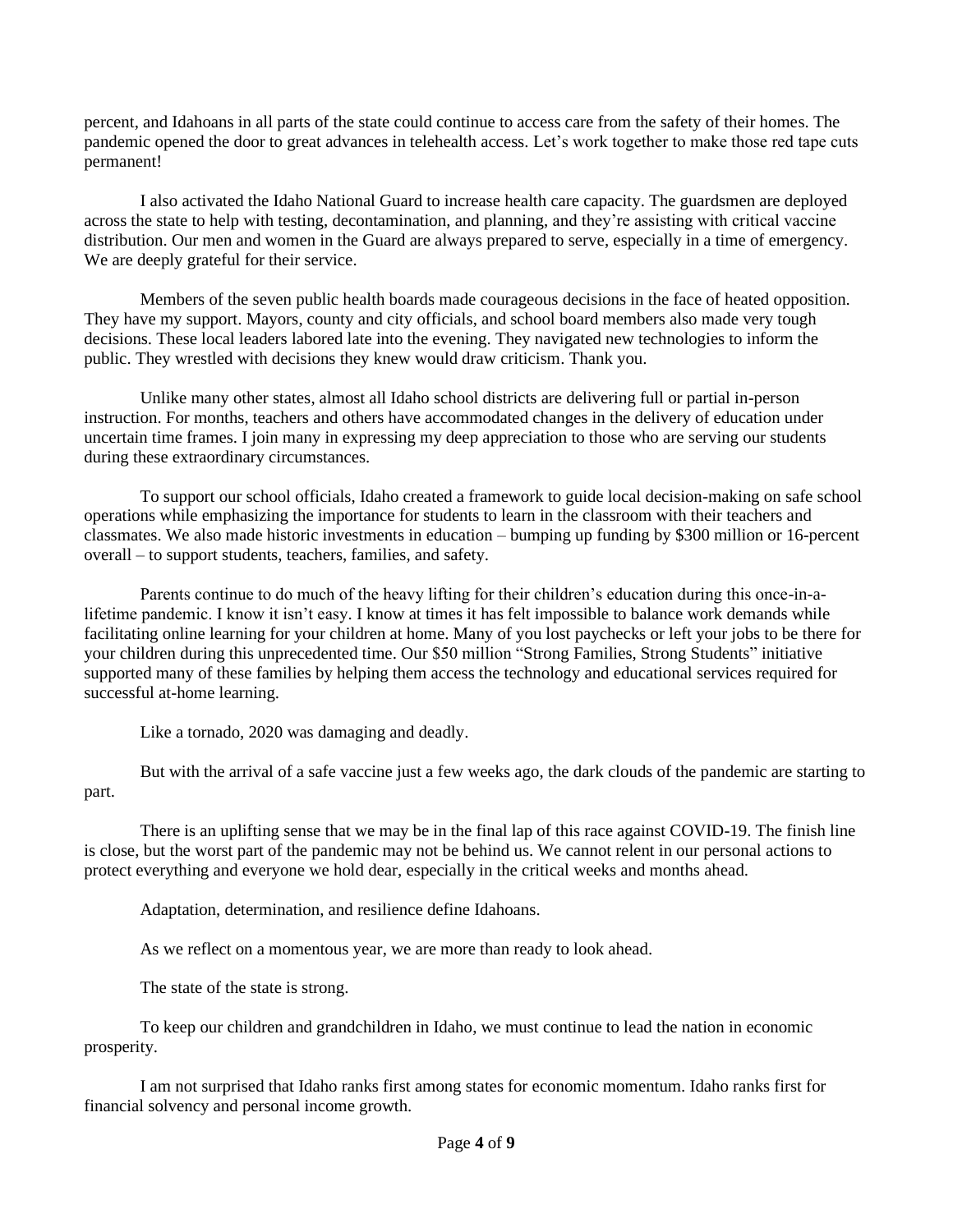percent, and Idahoans in all parts of the state could continue to access care from the safety of their homes. The pandemic opened the door to great advances in telehealth access. Let's work together to make those red tape cuts permanent!

I also activated the Idaho National Guard to increase health care capacity. The guardsmen are deployed across the state to help with testing, decontamination, and planning, and they're assisting with critical vaccine distribution. Our men and women in the Guard are always prepared to serve, especially in a time of emergency. We are deeply grateful for their service.

Members of the seven public health boards made courageous decisions in the face of heated opposition. They have my support. Mayors, county and city officials, and school board members also made very tough decisions. These local leaders labored late into the evening. They navigated new technologies to inform the public. They wrestled with decisions they knew would draw criticism. Thank you.

Unlike many other states, almost all Idaho school districts are delivering full or partial in-person instruction. For months, teachers and others have accommodated changes in the delivery of education under uncertain time frames. I join many in expressing my deep appreciation to those who are serving our students during these extraordinary circumstances.

To support our school officials, Idaho created a framework to guide local decision-making on safe school operations while emphasizing the importance for students to learn in the classroom with their teachers and classmates. We also made historic investments in education – bumping up funding by $300 million or 16-percent overall – to support students, teachers, families, and safety.

Parents continue to do much of the heavy lifting for their children's education during this once-in-a-lifetime pandemic. I know it isn't easy. I know at times it has felt impossible to balance work demands while facilitating online learning for your children at home. Many of you lost paychecks or left your jobs to be there for your children during this unprecedented time. Our $50 million "Strong Families, Strong Students" initiative supported many of these families by helping them access the technology and educational services required for successful at-home learning.

Like a tornado, 2020 was damaging and deadly.

But with the arrival of a safe vaccine just a few weeks ago, the dark clouds of the pandemic are starting to part.

There is an uplifting sense that we may be in the final lap of this race against COVID-19. The finish line is close, but the worst part of the pandemic may not be behind us. We cannot relent in our personal actions to protect everything and everyone we hold dear, especially in the critical weeks and months ahead.

Adaptation, determination, and resilience define Idahoans.

As we reflect on a momentous year, we are more than ready to look ahead.

The state of the state is strong.

To keep our children and grandchildren in Idaho, we must continue to lead the nation in economic prosperity.

I am not surprised that Idaho ranks first among states for economic momentum. Idaho ranks first for financial solvency and personal income growth.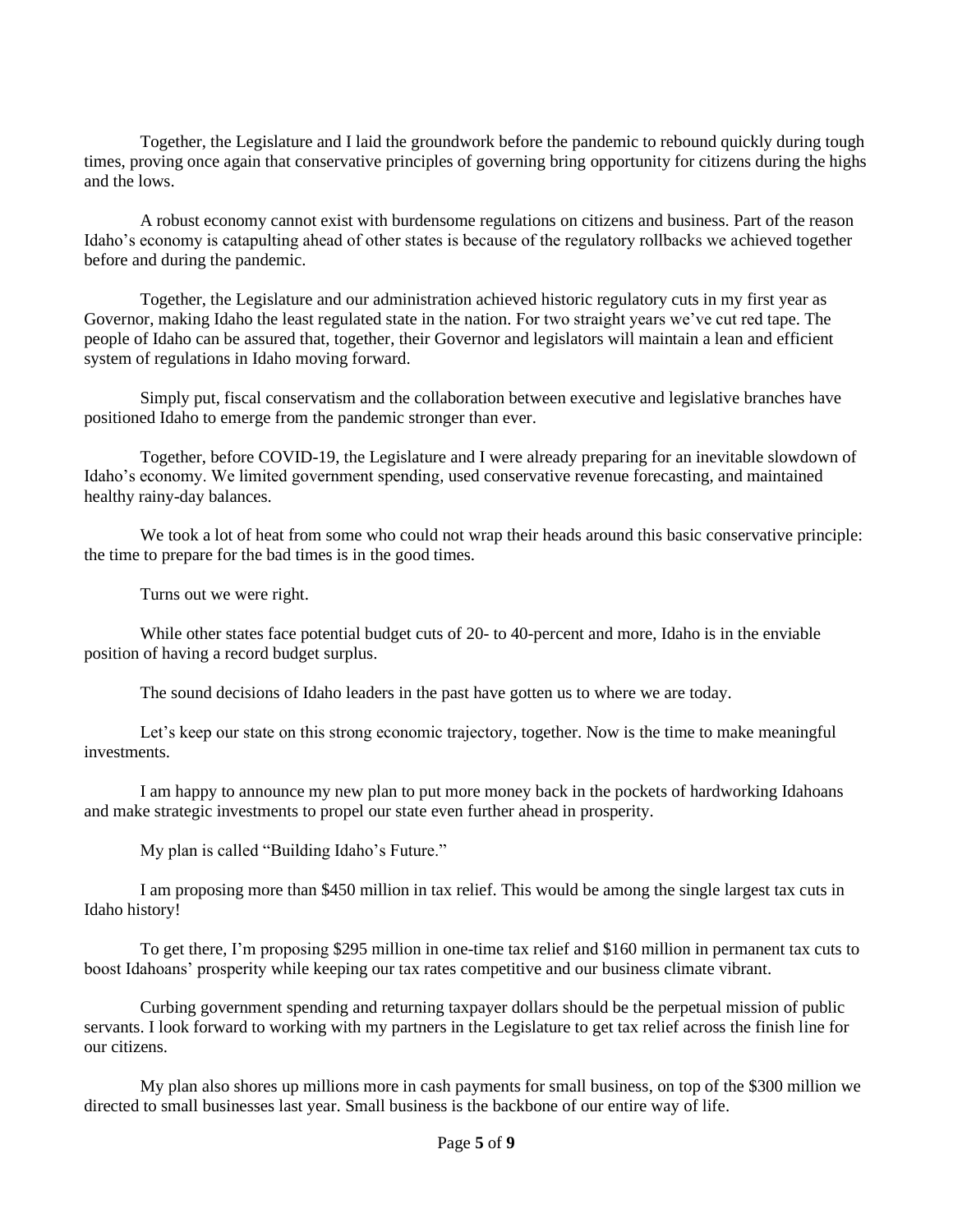Together, the Legislature and I laid the groundwork before the pandemic to rebound quickly during tough times, proving once again that conservative principles of governing bring opportunity for citizens during the highs and the lows.

A robust economy cannot exist with burdensome regulations on citizens and business. Part of the reason Idaho's economy is catapulting ahead of other states is because of the regulatory rollbacks we achieved together before and during the pandemic.

Together, the Legislature and our administration achieved historic regulatory cuts in my first year as Governor, making Idaho the least regulated state in the nation. For two straight years we've cut red tape. The people of Idaho can be assured that, together, their Governor and legislators will maintain a lean and efficient system of regulations in Idaho moving forward.

Simply put, fiscal conservatism and the collaboration between executive and legislative branches have positioned Idaho to emerge from the pandemic stronger than ever.

Together, before COVID-19, the Legislature and I were already preparing for an inevitable slowdown of Idaho's economy. We limited government spending, used conservative revenue forecasting, and maintained healthy rainy-day balances.

We took a lot of heat from some who could not wrap their heads around this basic conservative principle: the time to prepare for the bad times is in the good times.

Turns out we were right.

While other states face potential budget cuts of 20- to 40-percent and more, Idaho is in the enviable position of having a record budget surplus.

The sound decisions of Idaho leaders in the past have gotten us to where we are today.

Let's keep our state on this strong economic trajectory, together. Now is the time to make meaningful investments.

I am happy to announce my new plan to put more money back in the pockets of hardworking Idahoans and make strategic investments to propel our state even further ahead in prosperity.

My plan is called "Building Idaho's Future."

I am proposing more than $450 million in tax relief. This would be among the single largest tax cuts in Idaho history!

To get there, I'm proposing $295 million in one-time tax relief and $160 million in permanent tax cuts to boost Idahoans' prosperity while keeping our tax rates competitive and our business climate vibrant.

Curbing government spending and returning taxpayer dollars should be the perpetual mission of public servants. I look forward to working with my partners in the Legislature to get tax relief across the finish line for our citizens.

My plan also shores up millions more in cash payments for small business, on top of the $300 million we directed to small businesses last year. Small business is the backbone of our entire way of life.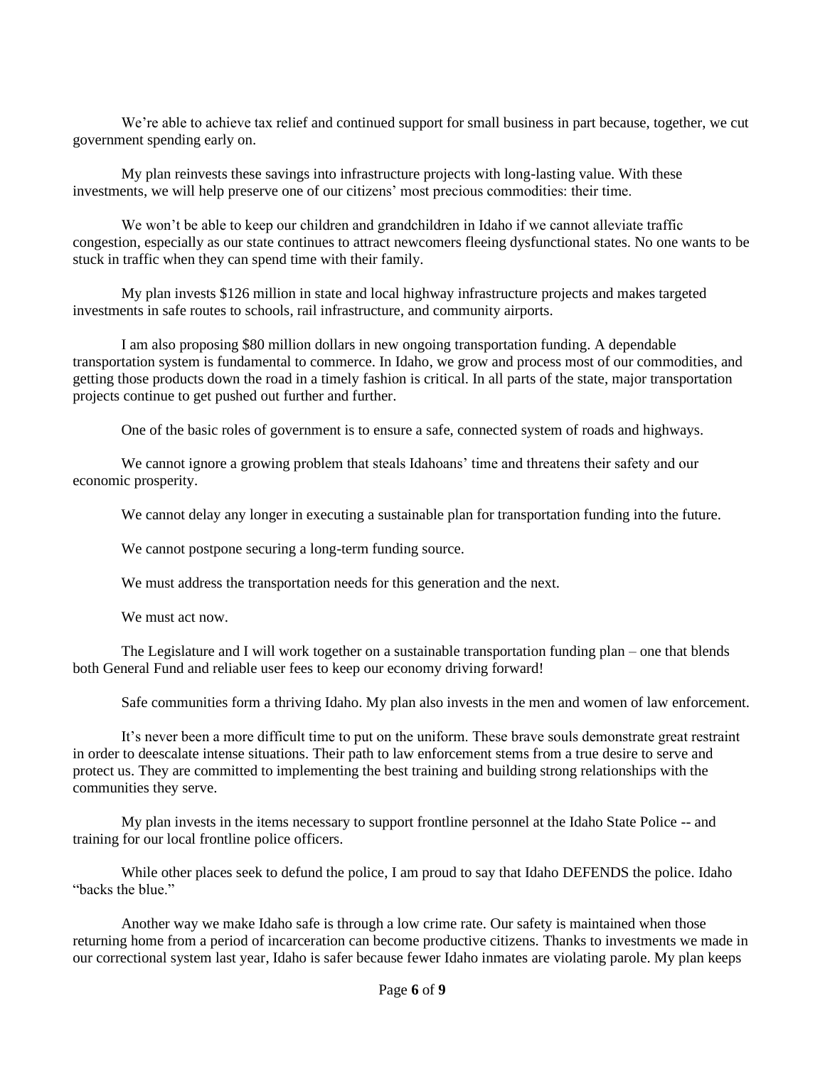We're able to achieve tax relief and continued support for small business in part because, together, we cut government spending early on.

My plan reinvests these savings into infrastructure projects with long-lasting value. With these investments, we will help preserve one of our citizens' most precious commodities: their time.

We won't be able to keep our children and grandchildren in Idaho if we cannot alleviate traffic congestion, especially as our state continues to attract newcomers fleeing dysfunctional states. No one wants to be stuck in traffic when they can spend time with their family.

My plan invests $126 million in state and local highway infrastructure projects and makes targeted investments in safe routes to schools, rail infrastructure, and community airports.

I am also proposing $80 million dollars in new ongoing transportation funding. A dependable transportation system is fundamental to commerce. In Idaho, we grow and process most of our commodities, and getting those products down the road in a timely fashion is critical. In all parts of the state, major transportation projects continue to get pushed out further and further.

One of the basic roles of government is to ensure a safe, connected system of roads and highways.

We cannot ignore a growing problem that steals Idahoans' time and threatens their safety and our economic prosperity.

We cannot delay any longer in executing a sustainable plan for transportation funding into the future.

We cannot postpone securing a long-term funding source.

We must address the transportation needs for this generation and the next.

We must act now.

The Legislature and I will work together on a sustainable transportation funding plan – one that blends both General Fund and reliable user fees to keep our economy driving forward!

Safe communities form a thriving Idaho. My plan also invests in the men and women of law enforcement.

It's never been a more difficult time to put on the uniform. These brave souls demonstrate great restraint in order to deescalate intense situations. Their path to law enforcement stems from a true desire to serve and protect us. They are committed to implementing the best training and building strong relationships with the communities they serve.

My plan invests in the items necessary to support frontline personnel at the Idaho State Police -- and training for our local frontline police officers.

While other places seek to defund the police, I am proud to say that Idaho DEFENDS the police. Idaho "backs the blue."

Another way we make Idaho safe is through a low crime rate. Our safety is maintained when those returning home from a period of incarceration can become productive citizens. Thanks to investments we made in our correctional system last year, Idaho is safer because fewer Idaho inmates are violating parole. My plan keeps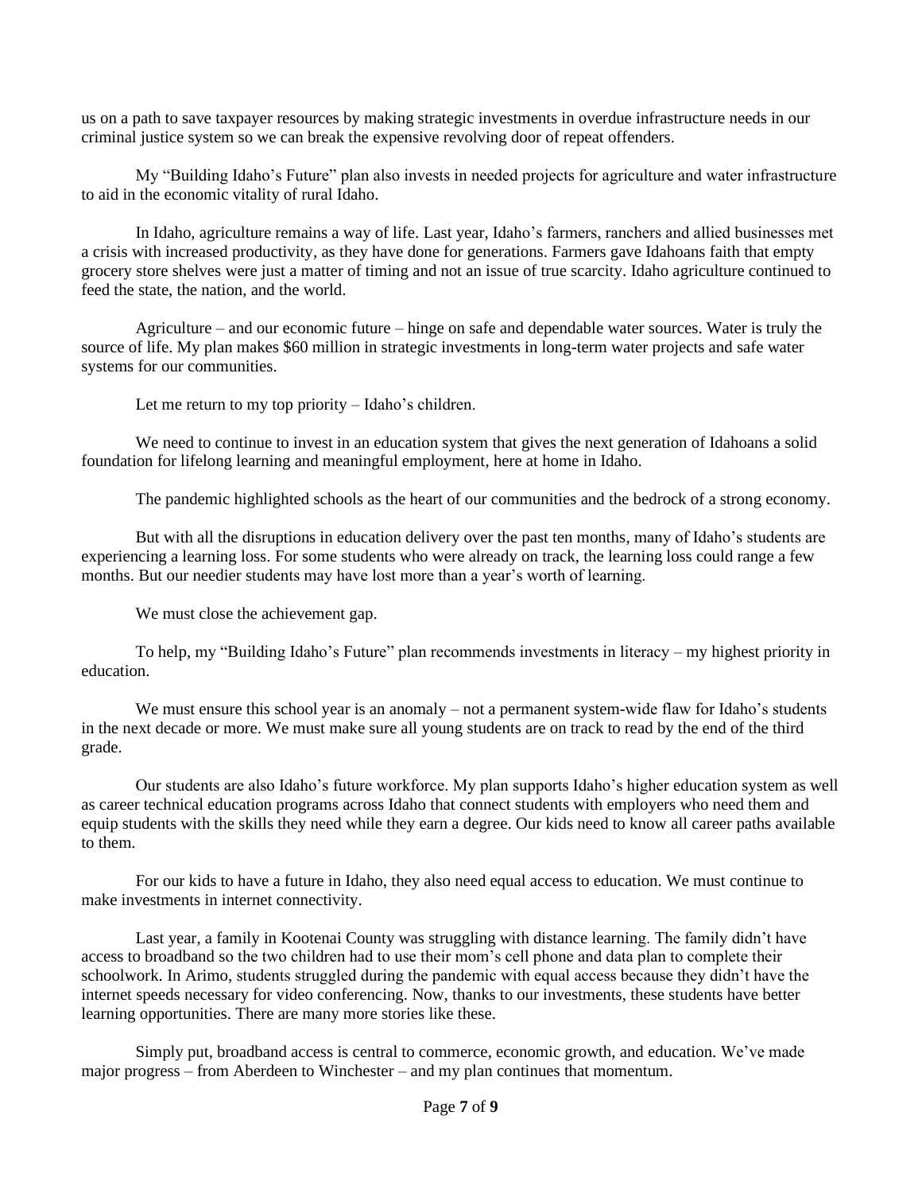us on a path to save taxpayer resources by making strategic investments in overdue infrastructure needs in our criminal justice system so we can break the expensive revolving door of repeat offenders.

My "Building Idaho's Future" plan also invests in needed projects for agriculture and water infrastructure to aid in the economic vitality of rural Idaho.

In Idaho, agriculture remains a way of life. Last year, Idaho's farmers, ranchers and allied businesses met a crisis with increased productivity, as they have done for generations. Farmers gave Idahoans faith that empty grocery store shelves were just a matter of timing and not an issue of true scarcity. Idaho agriculture continued to feed the state, the nation, and the world.

Agriculture – and our economic future – hinge on safe and dependable water sources. Water is truly the source of life. My plan makes $60 million in strategic investments in long-term water projects and safe water systems for our communities.

Let me return to my top priority – Idaho's children.

We need to continue to invest in an education system that gives the next generation of Idahoans a solid foundation for lifelong learning and meaningful employment, here at home in Idaho.

The pandemic highlighted schools as the heart of our communities and the bedrock of a strong economy.

But with all the disruptions in education delivery over the past ten months, many of Idaho's students are experiencing a learning loss. For some students who were already on track, the learning loss could range a few months. But our needier students may have lost more than a year's worth of learning.

We must close the achievement gap.

To help, my "Building Idaho's Future" plan recommends investments in literacy – my highest priority in education.

We must ensure this school year is an anomaly – not a permanent system-wide flaw for Idaho's students in the next decade or more. We must make sure all young students are on track to read by the end of the third grade.

Our students are also Idaho's future workforce. My plan supports Idaho's higher education system as well as career technical education programs across Idaho that connect students with employers who need them and equip students with the skills they need while they earn a degree. Our kids need to know all career paths available to them.

For our kids to have a future in Idaho, they also need equal access to education. We must continue to make investments in internet connectivity.

Last year, a family in Kootenai County was struggling with distance learning. The family didn't have access to broadband so the two children had to use their mom's cell phone and data plan to complete their schoolwork. In Arimo, students struggled during the pandemic with equal access because they didn't have the internet speeds necessary for video conferencing. Now, thanks to our investments, these students have better learning opportunities. There are many more stories like these.

Simply put, broadband access is central to commerce, economic growth, and education. We've made major progress – from Aberdeen to Winchester – and my plan continues that momentum.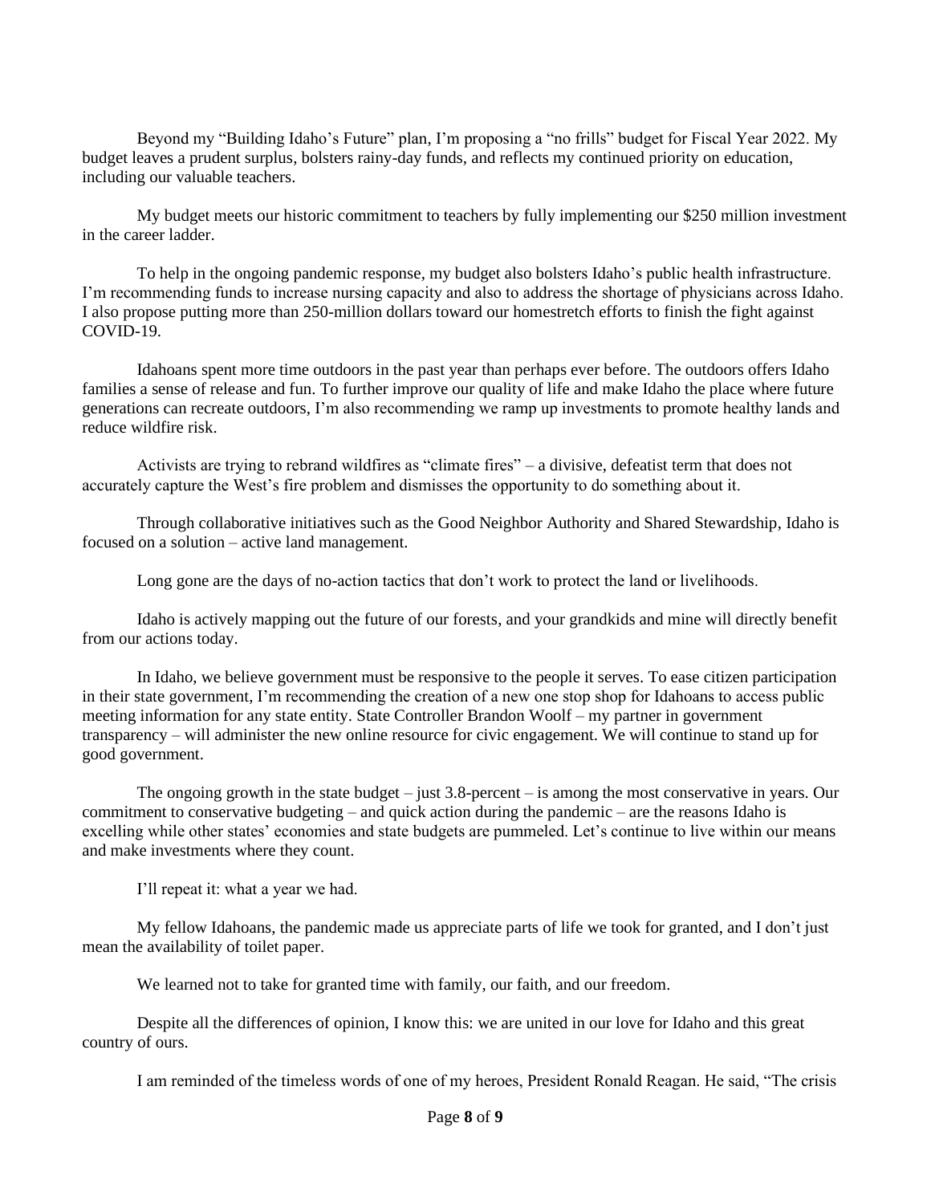Beyond my "Building Idaho's Future" plan, I'm proposing a "no frills" budget for Fiscal Year 2022. My budget leaves a prudent surplus, bolsters rainy-day funds, and reflects my continued priority on education, including our valuable teachers.

My budget meets our historic commitment to teachers by fully implementing our $250 million investment in the career ladder.

To help in the ongoing pandemic response, my budget also bolsters Idaho's public health infrastructure. I'm recommending funds to increase nursing capacity and also to address the shortage of physicians across Idaho. I also propose putting more than 250-million dollars toward our homestretch efforts to finish the fight against COVID-19.

Idahoans spent more time outdoors in the past year than perhaps ever before. The outdoors offers Idaho families a sense of release and fun. To further improve our quality of life and make Idaho the place where future generations can recreate outdoors, I'm also recommending we ramp up investments to promote healthy lands and reduce wildfire risk.

Activists are trying to rebrand wildfires as "climate fires" – a divisive, defeatist term that does not accurately capture the West's fire problem and dismisses the opportunity to do something about it.

Through collaborative initiatives such as the Good Neighbor Authority and Shared Stewardship, Idaho is focused on a solution – active land management.

Long gone are the days of no-action tactics that don't work to protect the land or livelihoods.

Idaho is actively mapping out the future of our forests, and your grandkids and mine will directly benefit from our actions today.

In Idaho, we believe government must be responsive to the people it serves. To ease citizen participation in their state government, I'm recommending the creation of a new one stop shop for Idahoans to access public meeting information for any state entity. State Controller Brandon Woolf – my partner in government transparency – will administer the new online resource for civic engagement. We will continue to stand up for good government.

The ongoing growth in the state budget – just 3.8-percent – is among the most conservative in years. Our commitment to conservative budgeting – and quick action during the pandemic – are the reasons Idaho is excelling while other states' economies and state budgets are pummeled. Let's continue to live within our means and make investments where they count.

I'll repeat it: what a year we had.

My fellow Idahoans, the pandemic made us appreciate parts of life we took for granted, and I don't just mean the availability of toilet paper.

We learned not to take for granted time with family, our faith, and our freedom.

Despite all the differences of opinion, I know this: we are united in our love for Idaho and this great country of ours.

I am reminded of the timeless words of one of my heroes, President Ronald Reagan. He said, "The crisis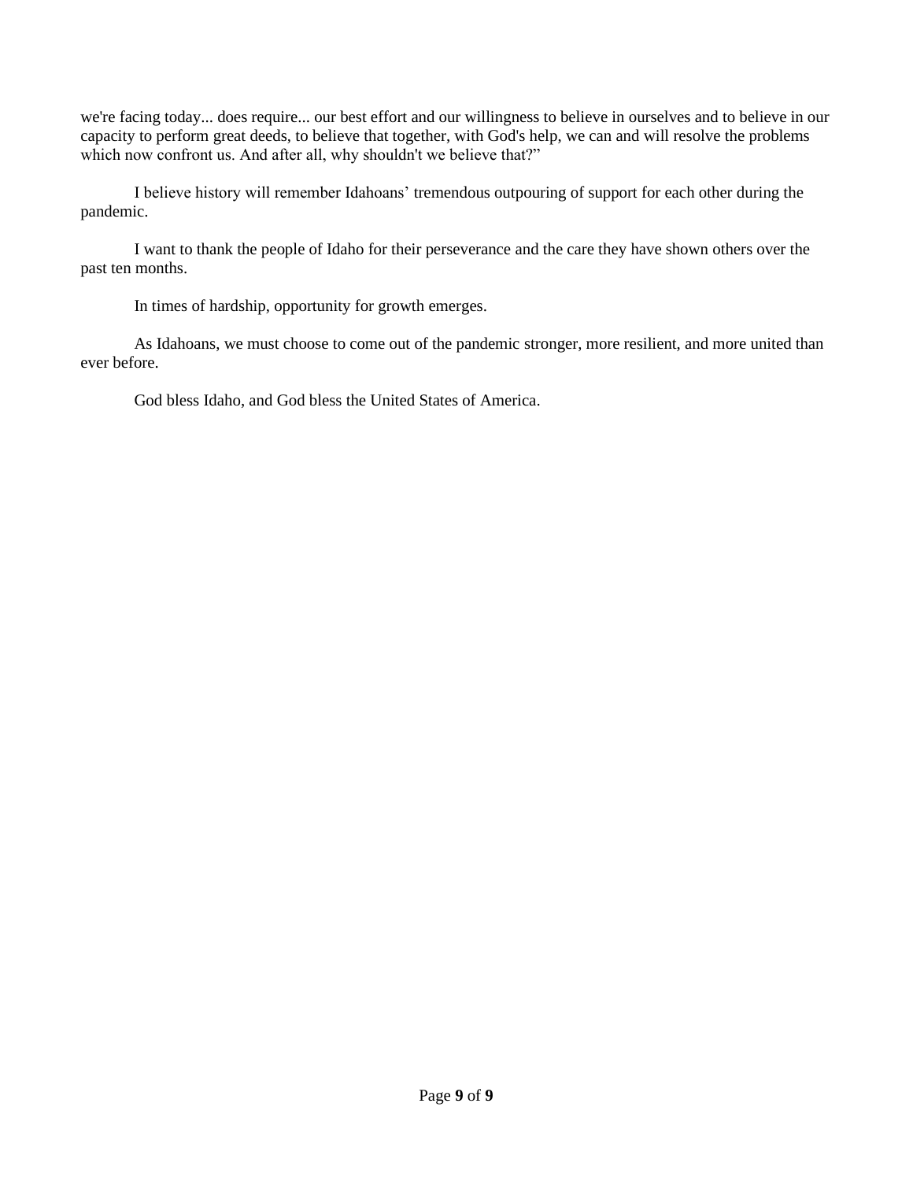we're facing today... does require... our best effort and our willingness to believe in ourselves and to believe in our capacity to perform great deeds, to believe that together, with God's help, we can and will resolve the problems which now confront us. And after all, why shouldn't we believe that?"

I believe history will remember Idahoans' tremendous outpouring of support for each other during the pandemic.

I want to thank the people of Idaho for their perseverance and the care they have shown others over the past ten months.

In times of hardship, opportunity for growth emerges.

As Idahoans, we must choose to come out of the pandemic stronger, more resilient, and more united than ever before.

God bless Idaho, and God bless the United States of America.